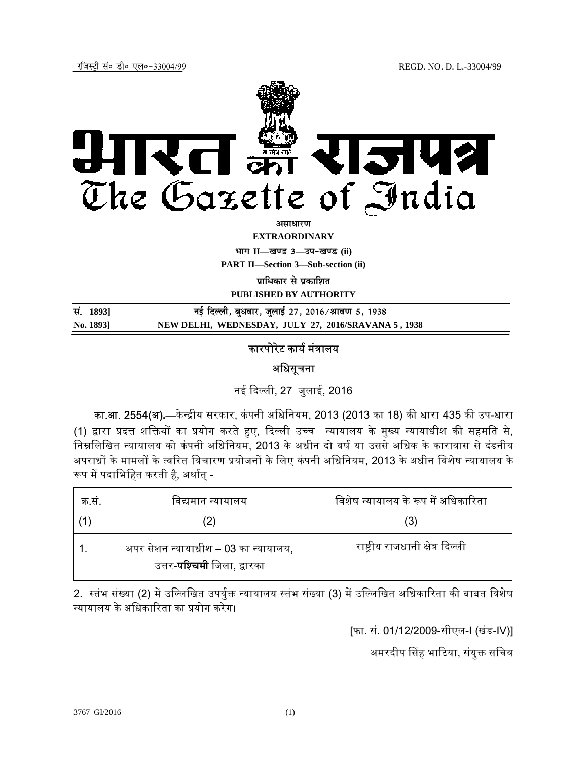रजिस्ट्री सं० डी० एल०-33004/99 REGD. NO. D. L.-33004/99

# भारत का राजपत्र
# The Gazette of India

**असाधारण**

**EXTRAORDINARY**

**भाग II—खण्ड 3—उप-खण्ड (ii)**

**PART II—Section 3—Sub-section (ii)**

**प्राधिकार से प्रकाशित**

**PUBLISHED BY AUTHORITY**

| सं. 1893] | नई दिल्ली, बुधवार, जुलाई 27, 2016/श्रावण 5, 1938 |
|---|---|
| No. 1893] | NEW DELHI, WEDNESDAY, JULY 27, 2016/SRAVANA 5, 1938 |

## कारपोरेट कार्य मंत्रालय

## अधिसूचना

नई दिल्ली, 27 जुलाई, 2016

**का.आ. 2554(अ).**—केन्द्रीय सरकार, कंपनी अधिनियम, 2013 (2013 का 18) की धारा 435 की उप-धारा (1) द्वारा प्रदत्त शक्तियों का प्रयोग करते हुए, दिल्ली उच्च न्यायालय के मुख्य न्यायाधीश की सहमति से, निम्नलिखित न्यायालय को कंपनी अधिनियम, 2013 के अधीन दो वर्ष या उससे अधिक के कारावास से दंडनीय अपराधों के मामलों के त्वरित विचारण प्रयोजनों के लिए कंपनी अधिनियम, 2013 के अधीन विशेष न्यायालय के रूप में पदाभिहित करती है, अर्थात् -

| क्र.सं. | विद्यमान न्यायालय | विशेष न्यायालय के रूप में अधिकारिता |
|---|---|---|
| (1) | (2) | (3) |
| 1. | अपर सेशन न्यायाधीश – 03 का न्यायालय, उत्तर-**पश्चिमी** जिला, द्वारका | राष्ट्रीय राजधानी क्षेत्र दिल्ली |

2. स्तंभ संख्या (2) में उल्लिखित उपर्युक्त न्यायालय स्तंभ संख्या (3) में उल्लिखित अधिकारिता की बाबत विशेष न्यायालय के अधिकारिता का प्रयोग करेगा।

[फा. सं. 01/12/2009-सीएल-I (खंड-IV)]

अमरदीप सिंह भाटिया, संयुक्त सचिव

3767 GI/2016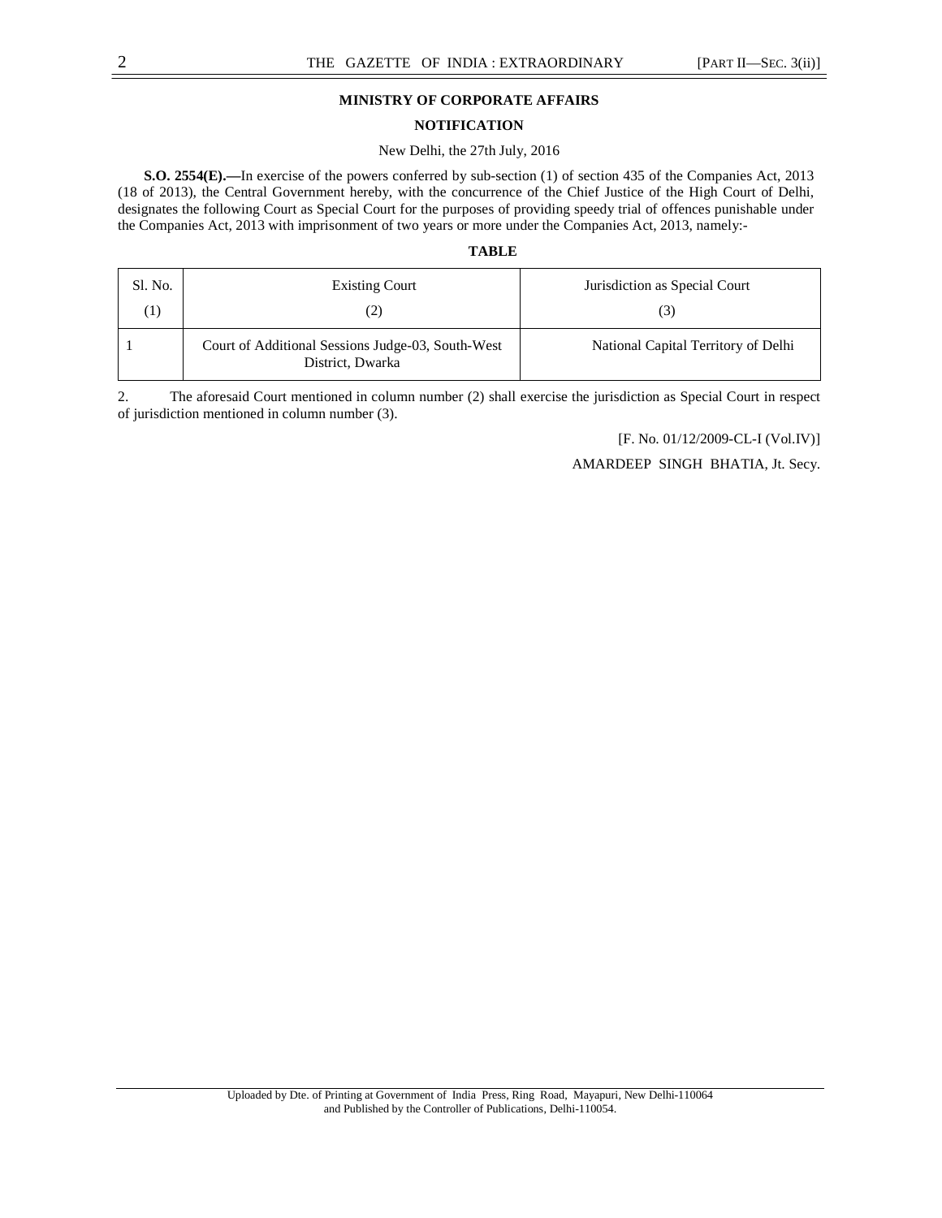**MINISTRY OF CORPORATE AFFAIRS**

**NOTIFICATION**

New Delhi, the 27th July, 2016

**S.O. 2554(E).—**In exercise of the powers conferred by sub-section (1) of section 435 of the Companies Act, 2013 (18 of 2013), the Central Government hereby, with the concurrence of the Chief Justice of the High Court of Delhi, designates the following Court as Special Court for the purposes of providing speedy trial of offences punishable under the Companies Act, 2013 with imprisonment of two years or more under the Companies Act, 2013, namely:-

**TABLE**

| Sl. No. (1) | Existing Court (2) | Jurisdiction as Special Court (3) |
|---|---|---|
| 1 | Court of Additional Sessions Judge-03, South-West District, Dwarka | National Capital Territory of Delhi |

2. The aforesaid Court mentioned in column number (2) shall exercise the jurisdiction as Special Court in respect of jurisdiction mentioned in column number (3).

[F. No. 01/12/2009-CL-I (Vol.IV)]

AMARDEEP SINGH BHATIA, Jt. Secy.

Uploaded by Dte. of Printing at Government of India Press, Ring Road, Mayapuri, New Delhi-110064 and Published by the Controller of Publications, Delhi-110054.